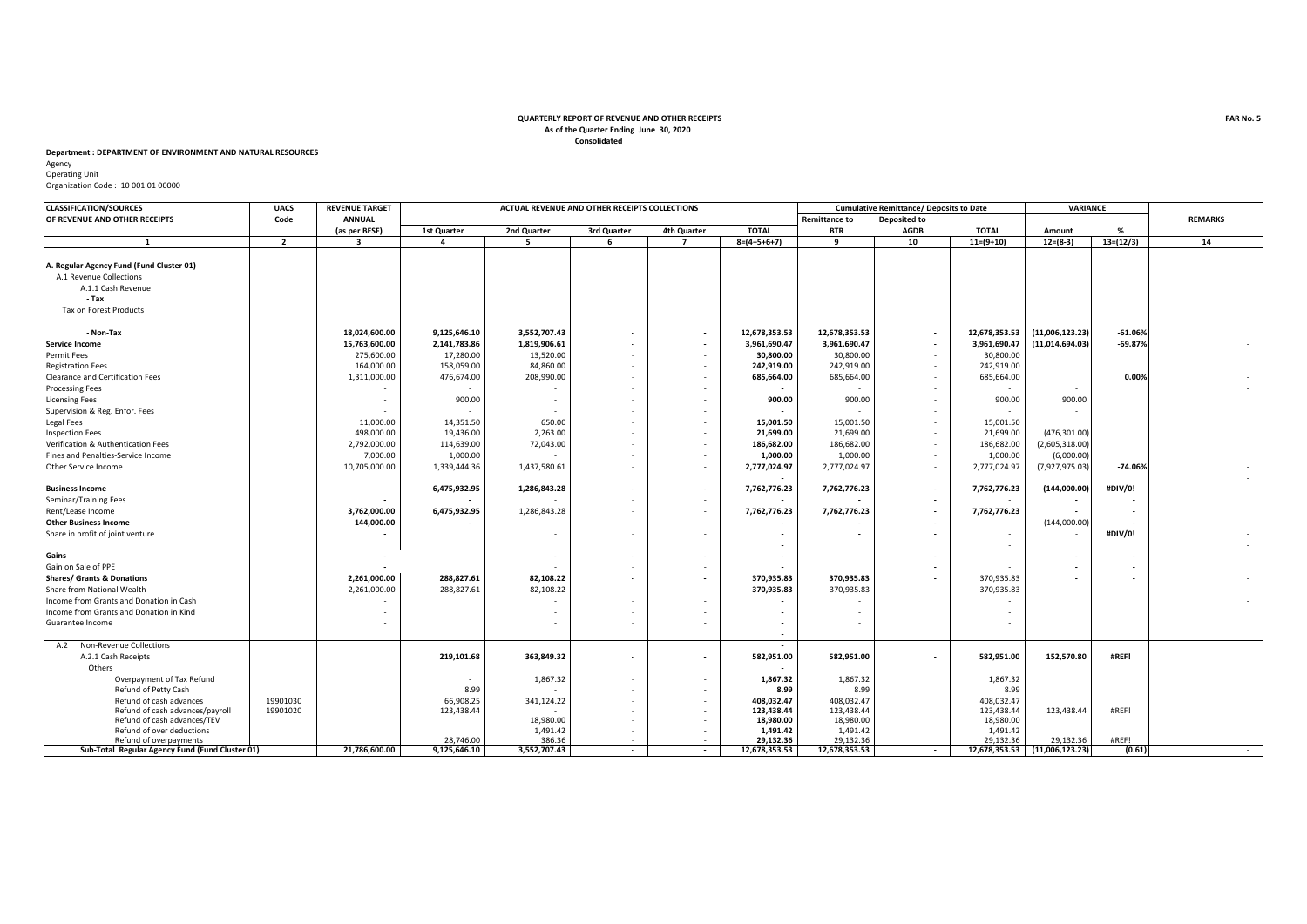**QUARTERLY REPORT OF REVENUE AND OTHER RECEIPTS**
**As of the Quarter Ending June 30, 2020**
**Consolidated**

**FAR No. 5**

**Department : DEPARTMENT OF ENVIRONMENT AND NATURAL RESOURCES**
Agency
Operating Unit
Organization Code : 10 001 01 00000

| CLASSIFICATION/SOURCES OF REVENUE AND OTHER RECEIPTS | UACS Code | REVENUE TARGET ANNUAL (as per BESF) | ACTUAL REVENUE AND OTHER RECEIPTS COLLECTIONS | | | | | Cumulative Remittance/ Deposits to Date | | | VARIANCE | | REMARKS |
|---|---|---|---|---|---|---|---|---|---|---|---|---|---|
| | | | 1st Quarter | 2nd Quarter | 3rd Quarter | 4th Quarter | TOTAL | Remittance to BTR | Deposited to AGDB | TOTAL | Amount | % | |
| 1 | 2 | 3 | 4 | 5 | 6 | 7 | 8=(4+5+6+7) | 9 | 10 | 11=(9+10) | 12=(8-3) | 13=(12/3) | 14 |
| **A. Regular Agency Fund (Fund Cluster 01)** | | | | | | | | | | | | | |
| A.1 Revenue Collections | | | | | | | | | | | | | |
| A.1.1 Cash Revenue | | | | | | | | | | | | | |
| **- Tax** | | | | | | | | | | | | | |
| Tax on Forest Products | | | | | | | | | | | | | |
| **- Non-Tax** | | **18,024,600.00** | **9,125,646.10** | **3,552,707.43** | **-** | **-** | **12,678,353.53** | **12,678,353.53** | **-** | **12,678,353.53** | **(11,006,123.23)** | **-61.06%** | |
| **Service Income** | | **15,763,600.00** | **2,141,783.86** | **1,819,906.61** | **-** | **-** | **3,961,690.47** | **3,961,690.47** | **-** | **3,961,690.47** | **(11,014,694.03)** | **-69.87%** | - |
| Permit Fees | | 275,600.00 | 17,280.00 | 13,520.00 | - | - | **30,800.00** | 30,800.00 | - | 30,800.00 | | | |
| Registration Fees | | 164,000.00 | 158,059.00 | 84,860.00 | - | - | **242,919.00** | 242,919.00 | - | 242,919.00 | | | |
| Clearance and Certification Fees | | 1,311,000.00 | 476,674.00 | 208,990.00 | - | - | **685,664.00** | 685,664.00 | - | 685,664.00 | | **0.00%** | - |
| Processing Fees | | | - | | - | - | **-** | - | - | - | - | | - |
| Licensing Fees | | - | 900.00 | - | - | - | **900.00** | 900.00 | - | 900.00 | 900.00 | | |
| Supervision & Reg. Enfor. Fees | | - | - | - | - | - | **-** | - | - | - | - | | |
| Legal Fees | | 11,000.00 | 14,351.50 | 650.00 | - | - | **15,001.50** | 15,001.50 | - | 15,001.50 | | | |
| Inspection Fees | | 498,000.00 | 19,436.00 | 2,263.00 | - | - | **21,699.00** | 21,699.00 | - | 21,699.00 | (476,301.00) | | |
| Verification & Authentication Fees | | 2,792,000.00 | 114,639.00 | 72,043.00 | - | - | **186,682.00** | 186,682.00 | - | 186,682.00 | (2,605,318.00) | | |
| Fines and Penalties-Service Income | | 7,000.00 | 1,000.00 | - | - | - | **1,000.00** | 1,000.00 | - | 1,000.00 | (6,000.00) | | |
| Other Service Income | | 10,705,000.00 | 1,339,444.36 | 1,437,580.61 | - | - | **2,777,024.97** | 2,777,024.97 | - | 2,777,024.97 | (7,927,975.03) | **-74.06%** | - |
| | | | | | | | **-** | | | | | | - |
| **Business Income** | | | **6,475,932.95** | **1,286,843.28** | **-** | **-** | **7,762,776.23** | **7,762,776.23** | **-** | **7,762,776.23** | **(144,000.00)** | **#DIV/0!** | - |
| Seminar/Training Fees | | **-** | - | | - | - | | - | **-** | - | **-** | **-** | |
| Rent/Lease Income | | **3,762,000.00** | **6,475,932.95** | 1,286,843.28 | - | - | **7,762,776.23** | **7,762,776.23** | **-** | **7,762,776.23** | **-** | **-** | |
| **Other Business Income** | | **144,000.00** | **-** | - | - | - | **-** | - | **-** | - | (144,000.00) | **-** | |
| Share in profit of joint venture | | **-** | | - | - | - | **-** | **-** | **-** | - | - | **#DIV/0!** | - |
| | | | | | | | **-** | | | - | | | - |
| **Gains** | | **-** | | **-** | **-** | **-** | **-** | | **-** | - | **-** | **-** | - |
| Gain on Sale of PPE | | **-** | | - | - | - | **-** | | **-** | - | **-** | **-** | |
| **Shares/ Grants & Donations** | | **2,261,000.00** | **288,827.61** | **82,108.22** | **-** | **-** | **370,935.83** | **370,935.83** | **-** | 370,935.83 | **-** | **-** | - |
| Share from National Wealth | | 2,261,000.00 | 288,827.61 | 82,108.22 | - | - | **370,935.83** | 370,935.83 | | 370,935.83 | | | - |
| Income from Grants and Donation in Cash | | - | | - | - | - | **-** | - | | - | | | - |
| Income from Grants and Donation in Kind | | - | | - | - | - | **-** | - | | - | | | |
| Guarantee Income | | - | | - | - | - | **-** | - | | - | | | |
| | | | | | | | **-** | | | | | | |
| A.2 Non-Revenue Collections | | | | | | | **-** | | | | | | |
| A.2.1 Cash Receipts | | | **219,101.68** | **363,849.32** | **-** | **-** | **582,951.00** | **582,951.00** | **-** | **582,951.00** | **152,570.80** | **#REF!** | |
| Others | | | | | | | **-** | | | | | | |
| Overpayment of Tax Refund | | | - | 1,867.32 | - | - | **1,867.32** | 1,867.32 | | 1,867.32 | | | |
| Refund of Petty Cash | | | 8.99 | - | - | - | **8.99** | 8.99 | | 8.99 | | | |
| Refund of cash advances | 19901030 | | 66,908.25 | 341,124.22 | - | - | **408,032.47** | 408,032.47 | | 408,032.47 | | | |
| Refund of cash advances/payroll | 19901020 | | 123,438.44 | - | - | - | **123,438.44** | 123,438.44 | | 123,438.44 | 123,438.44 | #REF! | |
| Refund of cash advances/TEV | | | | 18,980.00 | - | - | **18,980.00** | 18,980.00 | | 18,980.00 | | | |
| Refund of over deductions | | | | 1,491.42 | - | - | **1,491.42** | 1,491.42 | | 1,491.42 | | | |
| Refund of overpayments | | | 28,746.00 | 386.36 | - | - | **29,132.36** | 29,132.36 | | 29,132.36 | 29,132.36 | #REF! | |
| **Sub-Total Regular Agency Fund (Fund Cluster 01)** | | **21,786,600.00** | **9,125,646.10** | **3,552,707.43** | **-** | **-** | **12,678,353.53** | **12,678,353.53** | **-** | **12,678,353.53** | **(11,006,123.23)** | **(0.61)** | - |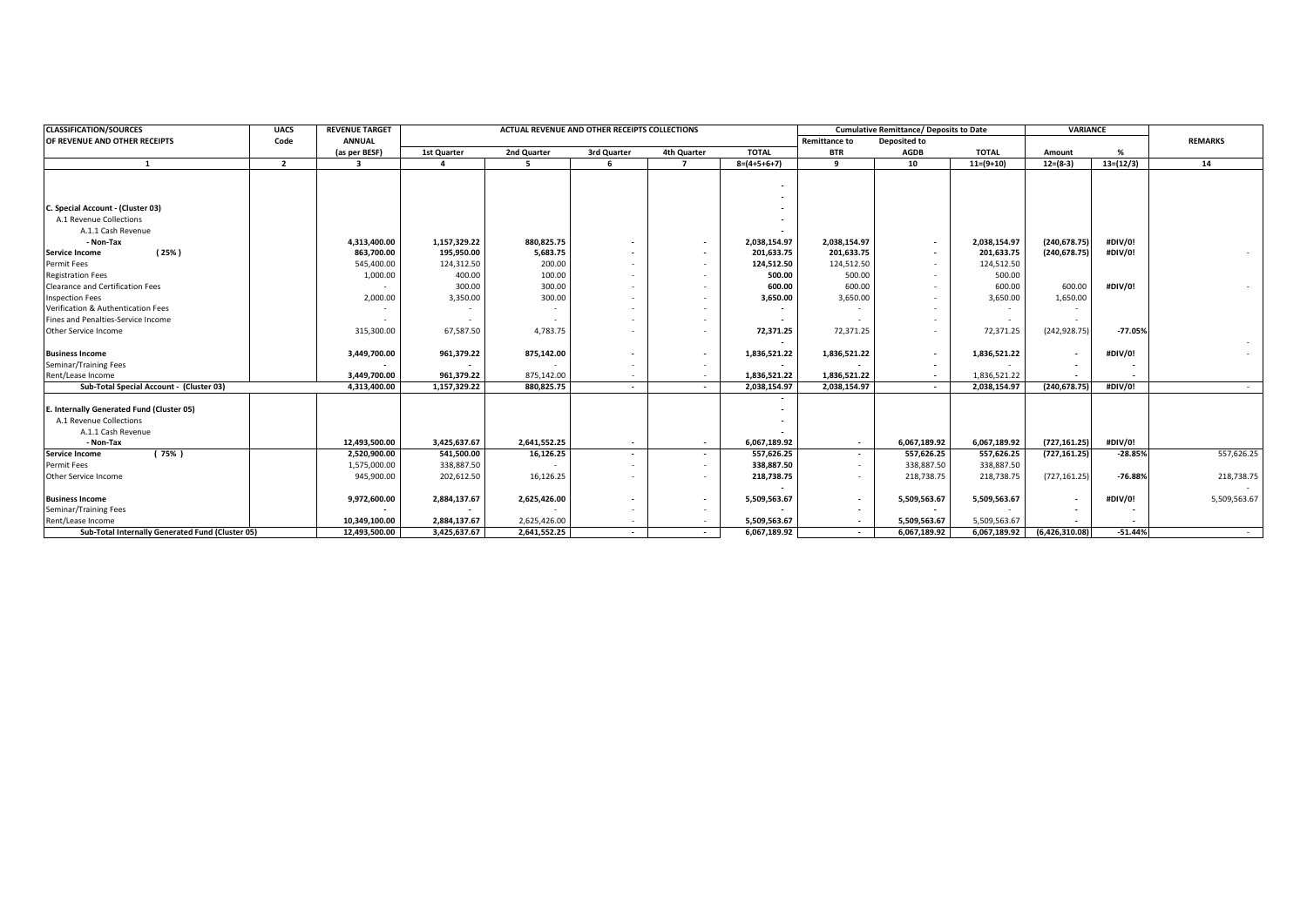| CLASSIFICATION/SOURCES | UACS | REVENUE TARGET | ACTUAL REVENUE AND OTHER RECEIPTS COLLECTIONS | | | | | Cumulative Remittance/ Deposits to Date | | | VARIANCE | | |
|---|---|---|---|---|---|---|---|---|---|---|---|---|---|
| OF REVENUE AND OTHER RECEIPTS | Code | ANNUAL | | | | | | Remittance to | Deposited to | | | | REMARKS |
| | | (as per BESF) | 1st Quarter | 2nd Quarter | 3rd Quarter | 4th Quarter | TOTAL | BTR | AGDB | TOTAL | Amount | % | |
| 1 | 2 | 3 | 4 | 5 | 6 | 7 | 8=(4+5+6+7) | 9 | 10 | 11=(9+10) | 12=(8-3) | 13=(12/3) | 14 |
| | | | | | | | - | | | | | | |
| | | | | | | | - | | | | | | |
| C. Special Account - (Cluster 03) | | | | | | | - | | | | | | |
| A.1 Revenue Collections | | | | | | | - | | | | | | |
| A.1.1 Cash Revenue | | | | | | | - | | | | | | |
| - Non-Tax | | 4,313,400.00 | 1,157,329.22 | 880,825.75 | - | - | 2,038,154.97 | 2,038,154.97 | - | 2,038,154.97 | (240,678.75) | #DIV/0! | |
| **Service Income (25%)** | | 863,700.00 | 195,950.00 | 5,683.75 | - | - | 201,633.75 | 201,633.75 | - | 201,633.75 | (240,678.75) | #DIV/0! | - |
| Permit Fees | | 545,400.00 | 124,312.50 | 200.00 | - | - | 124,512.50 | 124,512.50 | - | 124,512.50 | | | |
| Registration Fees | | 1,000.00 | 400.00 | 100.00 | - | - | 500.00 | 500.00 | - | 500.00 | | | |
| Clearance and Certification Fees | | - | 300.00 | 300.00 | - | - | 600.00 | 600.00 | - | 600.00 | 600.00 | #DIV/0! | - |
| Inspection Fees | | 2,000.00 | 3,350.00 | 300.00 | - | - | 3,650.00 | 3,650.00 | - | 3,650.00 | 1,650.00 | | |
| Verification & Authentication Fees | | - | - | - | - | - | - | - | - | - | - | | |
| Fines and Penalties-Service Income | | - | - | - | - | - | - | - | - | - | - | | |
| Other Service Income | | 315,300.00 | 67,587.50 | 4,783.75 | - | - | 72,371.25 | 72,371.25 | - | 72,371.25 | (242,928.75) | -77.05% | |
| | | | | | | | - | | | | | | - |
| **Business Income** | | 3,449,700.00 | 961,379.22 | 875,142.00 | - | - | 1,836,521.22 | 1,836,521.22 | - | 1,836,521.22 | - | #DIV/0! | - |
| Seminar/Training Fees | | - | - | - | - | - | - | - | - | - | - | - | |
| Rent/Lease Income | | 3,449,700.00 | 961,379.22 | 875,142.00 | - | - | 1,836,521.22 | 1,836,521.22 | - | 1,836,521.22 | - | - | |
| **Sub-Total Special Account - (Cluster 03)** | | 4,313,400.00 | 1,157,329.22 | 880,825.75 | - | - | 2,038,154.97 | 2,038,154.97 | - | 2,038,154.97 | (240,678.75) | #DIV/0! | - |
| | | | | | | | - | | | | | | |
| E. Internally Generated Fund (Cluster 05) | | | | | | | - | | | | | | |
| A.1 Revenue Collections | | | | | | | - | | | | | | |
| A.1.1 Cash Revenue | | | | | | | - | | | | | | |
| - Non-Tax | | 12,493,500.00 | 3,425,637.67 | 2,641,552.25 | - | - | 6,067,189.92 | - | 6,067,189.92 | 6,067,189.92 | (727,161.25) | #DIV/0! | |
| **Service Income (75%)** | | 2,520,900.00 | 541,500.00 | 16,126.25 | - | - | 557,626.25 | - | 557,626.25 | 557,626.25 | (727,161.25) | -28.85% | 557,626.25 |
| Permit Fees | | 1,575,000.00 | 338,887.50 | - | - | - | 338,887.50 | - | 338,887.50 | 338,887.50 | | | |
| Other Service Income | | 945,900.00 | 202,612.50 | 16,126.25 | - | - | 218,738.75 | - | 218,738.75 | 218,738.75 | (727,161.25) | -76.88% | 218,738.75 |
| | | | | | | | - | | | | | | - |
| **Business Income** | | 9,972,600.00 | 2,884,137.67 | 2,625,426.00 | - | - | 5,509,563.67 | - | 5,509,563.67 | 5,509,563.67 | - | #DIV/0! | 5,509,563.67 |
| Seminar/Training Fees | | - | - | - | - | - | - | - | - | - | - | - | |
| Rent/Lease Income | | 10,349,100.00 | 2,884,137.67 | 2,625,426.00 | - | - | 5,509,563.67 | - | 5,509,563.67 | 5,509,563.67 | - | - | |
| **Sub-Total Internally Generated Fund (Cluster 05)** | | 12,493,500.00 | 3,425,637.67 | 2,641,552.25 | - | - | 6,067,189.92 | - | 6,067,189.92 | 6,067,189.92 | (6,426,310.08) | -51.44% | - |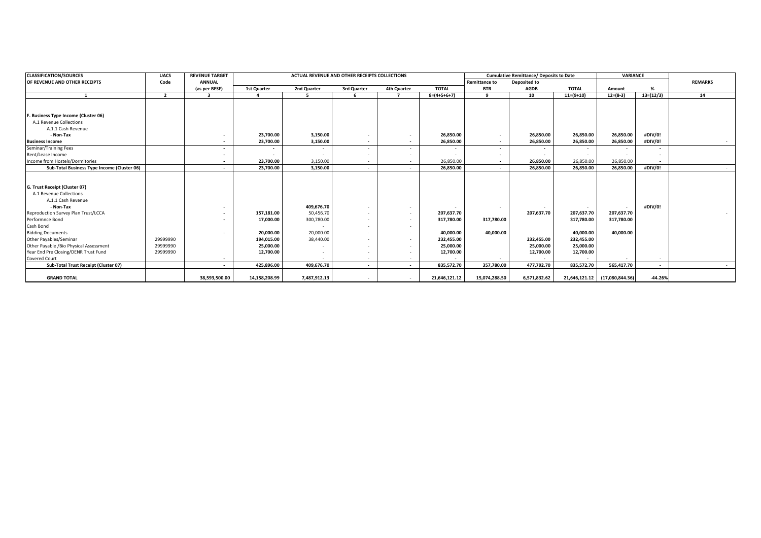| CLASSIFICATION/SOURCES | UACS | REVENUE TARGET | ACTUAL REVENUE AND OTHER RECEIPTS COLLECTIONS | | | | | Cumulative Remittance/ Deposits to Date | | | VARIANCE | | |
|---|---|---|---|---|---|---|---|---|---|---|---|---|---|
| OF REVENUE AND OTHER RECEIPTS | Code | ANNUAL | | | | | | Remittance to | Deposited to | | | | REMARKS |
| | | (as per BESF) | 1st Quarter | 2nd Quarter | 3rd Quarter | 4th Quarter | TOTAL | BTR | AGDB | TOTAL | Amount | % | |
| 1 | 2 | 3 | 4 | 5 | 6 | 7 | 8=(4+5+6+7) | 9 | 10 | 11=(9+10) | 12=(8-3) | 13=(12/3) | 14 |
| **F. Business Type Income (Cluster 06)** | | | | | | | | | | | | | |
| A.1 Revenue Collections | | | | | | | | | | | | | |
| A.1.1 Cash Revenue | | | | | | | | | | | | | |
| **- Non-Tax** | | - | 23,700.00 | 3,150.00 | - | - | 26,850.00 | - | 26,850.00 | 26,850.00 | 26,850.00 | #DIV/0! | |
| **Business Income** | | - | 23,700.00 | 3,150.00 | - | - | 26,850.00 | - | 26,850.00 | 26,850.00 | 26,850.00 | #DIV/0! | - |
| Seminar/Training Fees | | - | - | - | - | - | - | - | - | - | - | - | |
| Rent/Lease Income | | - | - | - | - | - | - | - | - | - | - | - | |
| Income from Hostels/Dormitories | | - | 23,700.00 | 3,150.00 | - | - | 26,850.00 | - | 26,850.00 | 26,850.00 | 26,850.00 | - | |
| **Sub-Total Business Type Income (Cluster 06)** | | - | 23,700.00 | 3,150.00 | - | - | 26,850.00 | - | 26,850.00 | 26,850.00 | 26,850.00 | #DIV/0! | - |
| **G. Trust Receipt (Cluster 07)** | | | | | | | | | | | | | |
| A.1 Revenue Collections | | | | | | | | | | | | | |
| A.1.1 Cash Revenue | | | | | | | | | | | | | |
| **- Non-Tax** | | - | | 409,676.70 | - | - | - | - | - | - | - | #DIV/0! | |
| Reproduction Survey Plan Trust/LCCA | | - | 157,181.00 | 50,456.70 | - | - | 207,637.70 | | 207,637.70 | 207,637.70 | 207,637.70 | | - |
| Performnce Bond | | - | 17,000.00 | 300,780.00 | - | - | 317,780.00 | 317,780.00 | | 317,780.00 | 317,780.00 | | |
| Cash Bond | | | | - | - | - | | | | | | | |
| Bidding Documents | | - | 20,000.00 | 20,000.00 | - | - | 40,000.00 | 40,000.00 | | 40,000.00 | 40,000.00 | | |
| Other Payables/Seminar | 29999990 | | 194,015.00 | 38,440.00 | - | - | 232,455.00 | | 232,455.00 | 232,455.00 | | | |
| Other Payable /Bio Physical Assessment | 29999990 | | 25,000.00 | - | - | - | 25,000.00 | | 25,000.00 | 25,000.00 | | | |
| Year End Pre Closing/DENR Trust Fund | 29999990 | | 12,700.00 | - | - | - | 12,700.00 | | 12,700.00 | 12,700.00 | | | |
| Covered Court | | - | | - | - | - | - | - | - | - | - | - | |
| **Sub-Total Trust Receipt (Cluster 07)** | | - | 425,896.00 | 409,676.70 | - | - | 835,572.70 | 357,780.00 | 477,792.70 | 835,572.70 | 565,417.70 | - | - |
| **GRAND TOTAL** | | 38,593,500.00 | 14,158,208.99 | 7,487,912.13 | - | - | 21,646,121.12 | 15,074,288.50 | 6,571,832.62 | 21,646,121.12 | (17,080,844.36) | -44.26% | |